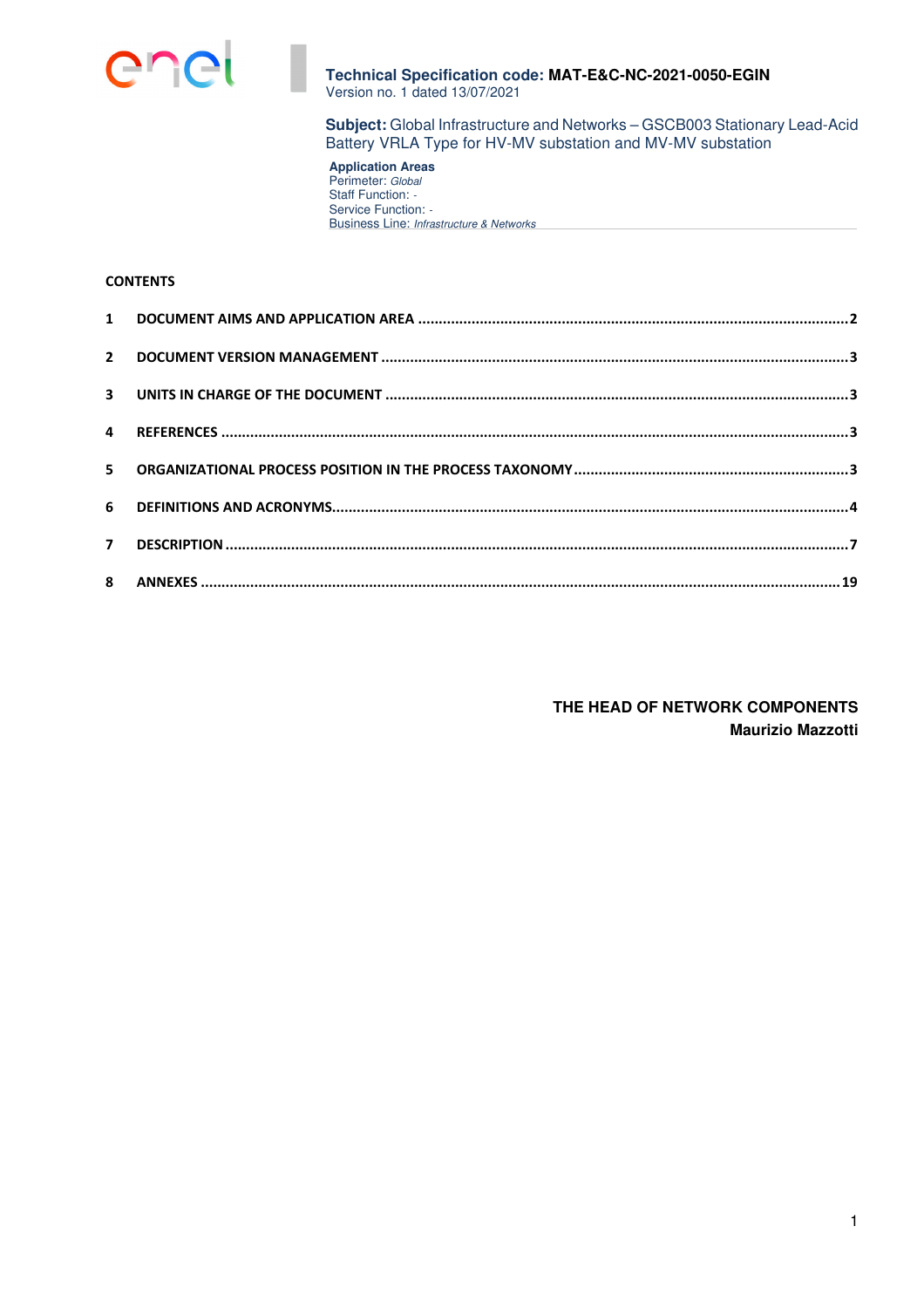**Technical Specification code: MAT-E&C-NC-2021-0050-EGIN**
Version no. 1 dated 13/07/2021

**Subject:** Global Infrastructure and Networks – GSCB003 Stationary Lead-Acid Battery VRLA Type for HV-MV substation and MV-MV substation

**Application Areas**
Perimeter: *Global*
Staff Function: -
Service Function: -
Business Line: *Infrastructure & Networks*

**CONTENTS**

| | | |
|---|---|---|
| 1 | DOCUMENT AIMS AND APPLICATION AREA | 2 |
| 2 | DOCUMENT VERSION MANAGEMENT | 3 |
| 3 | UNITS IN CHARGE OF THE DOCUMENT | 3 |
| 4 | REFERENCES | 3 |
| 5 | ORGANIZATIONAL PROCESS POSITION IN THE PROCESS TAXONOMY | 3 |
| 6 | DEFINITIONS AND ACRONYMS | 4 |
| 7 | DESCRIPTION | 7 |
| 8 | ANNEXES | 19 |

**THE HEAD OF NETWORK COMPONENTS**
**Maurizio Mazzotti**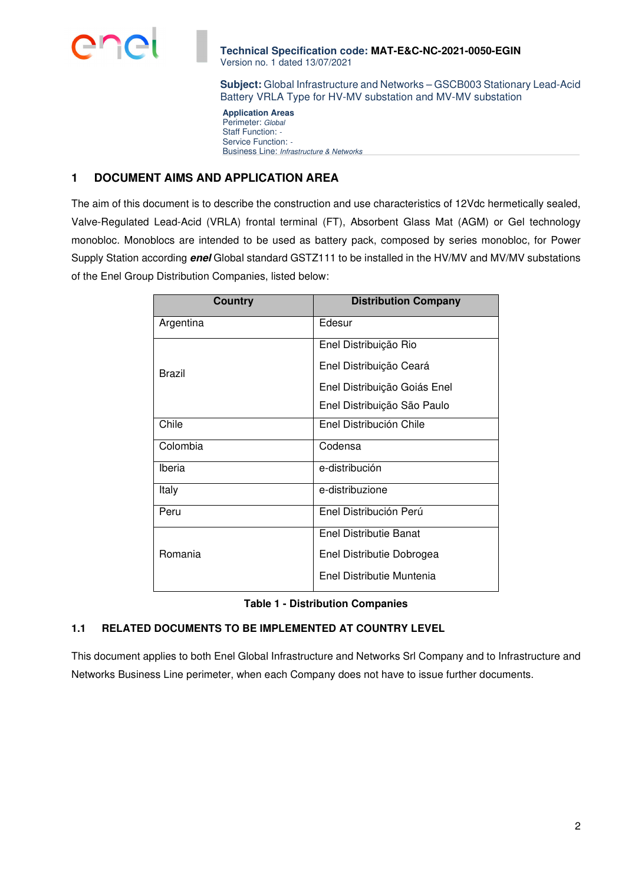## 1 DOCUMENT AIMS AND APPLICATION AREA

The aim of this document is to describe the construction and use characteristics of 12Vdc hermetically sealed, Valve-Regulated Lead-Acid (VRLA) frontal terminal (FT), Absorbent Glass Mat (AGM) or Gel technology monobloc. Monoblocs are intended to be used as battery pack, composed by series monobloc, for Power Supply Station according ***enel*** Global standard GSTZ111 to be installed in the HV/MV and MV/MV substations of the Enel Group Distribution Companies, listed below:

| Country | Distribution Company |
|---|---|
| Argentina | Edesur |
| Brazil | Enel Distribuição Rio<br>Enel Distribuição Ceará<br>Enel Distribuição Goiás Enel<br>Enel Distribuição São Paulo |
| Chile | Enel Distribución Chile |
| Colombia | Codensa |
| Iberia | e-distribución |
| Italy | e-distribuzione |
| Peru | Enel Distribución Perú |
| Romania | Enel Distributie Banat<br>Enel Distributie Dobrogea<br>Enel Distributie Muntenia |

**Table 1 - Distribution Companies**

### 1.1 RELATED DOCUMENTS TO BE IMPLEMENTED AT COUNTRY LEVEL

This document applies to both Enel Global Infrastructure and Networks Srl Company and to Infrastructure and Networks Business Line perimeter, when each Company does not have to issue further documents.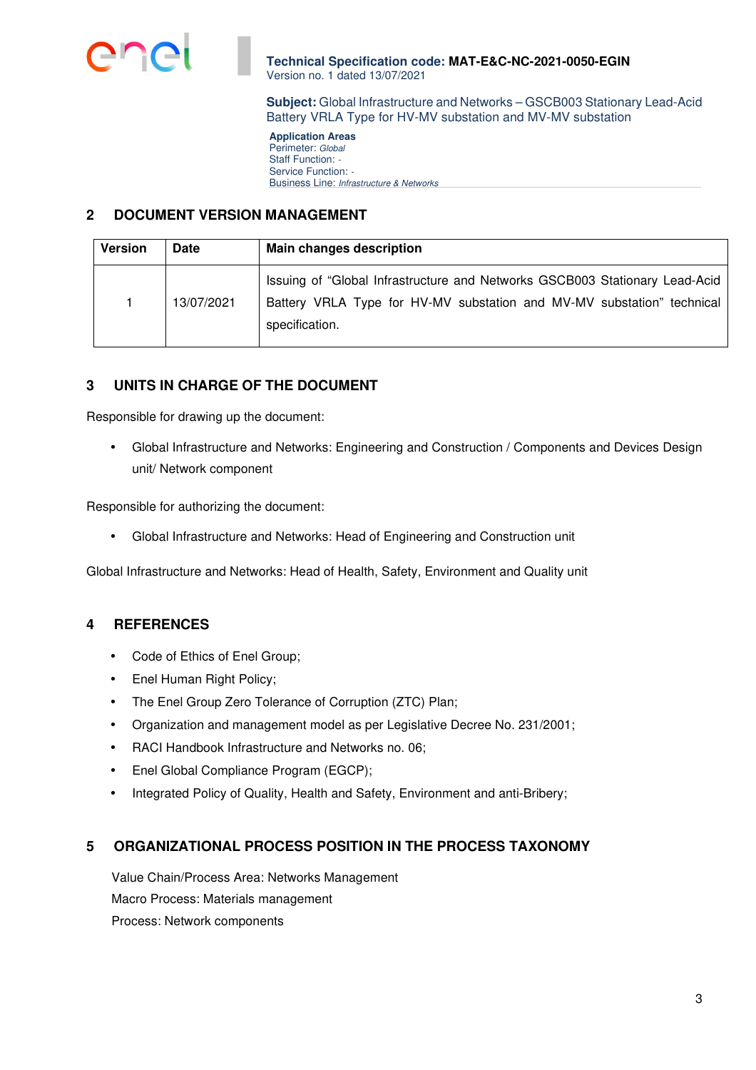## 2 DOCUMENT VERSION MANAGEMENT

| Version | Date | Main changes description |
|---|---|---|
| 1 | 13/07/2021 | Issuing of "Global Infrastructure and Networks GSCB003 Stationary Lead-Acid Battery VRLA Type for HV-MV substation and MV-MV substation" technical specification. |

## 3 UNITS IN CHARGE OF THE DOCUMENT

Responsible for drawing up the document:

- Global Infrastructure and Networks: Engineering and Construction / Components and Devices Design unit/ Network component

Responsible for authorizing the document:

- Global Infrastructure and Networks: Head of Engineering and Construction unit

Global Infrastructure and Networks: Head of Health, Safety, Environment and Quality unit

## 4 REFERENCES

- Code of Ethics of Enel Group;
- Enel Human Right Policy;
- The Enel Group Zero Tolerance of Corruption (ZTC) Plan;
- Organization and management model as per Legislative Decree No. 231/2001;
- RACI Handbook Infrastructure and Networks no. 06;
- Enel Global Compliance Program (EGCP);
- Integrated Policy of Quality, Health and Safety, Environment and anti-Bribery;

## 5 ORGANIZATIONAL PROCESS POSITION IN THE PROCESS TAXONOMY

Value Chain/Process Area: Networks Management

Macro Process: Materials management

Process: Network components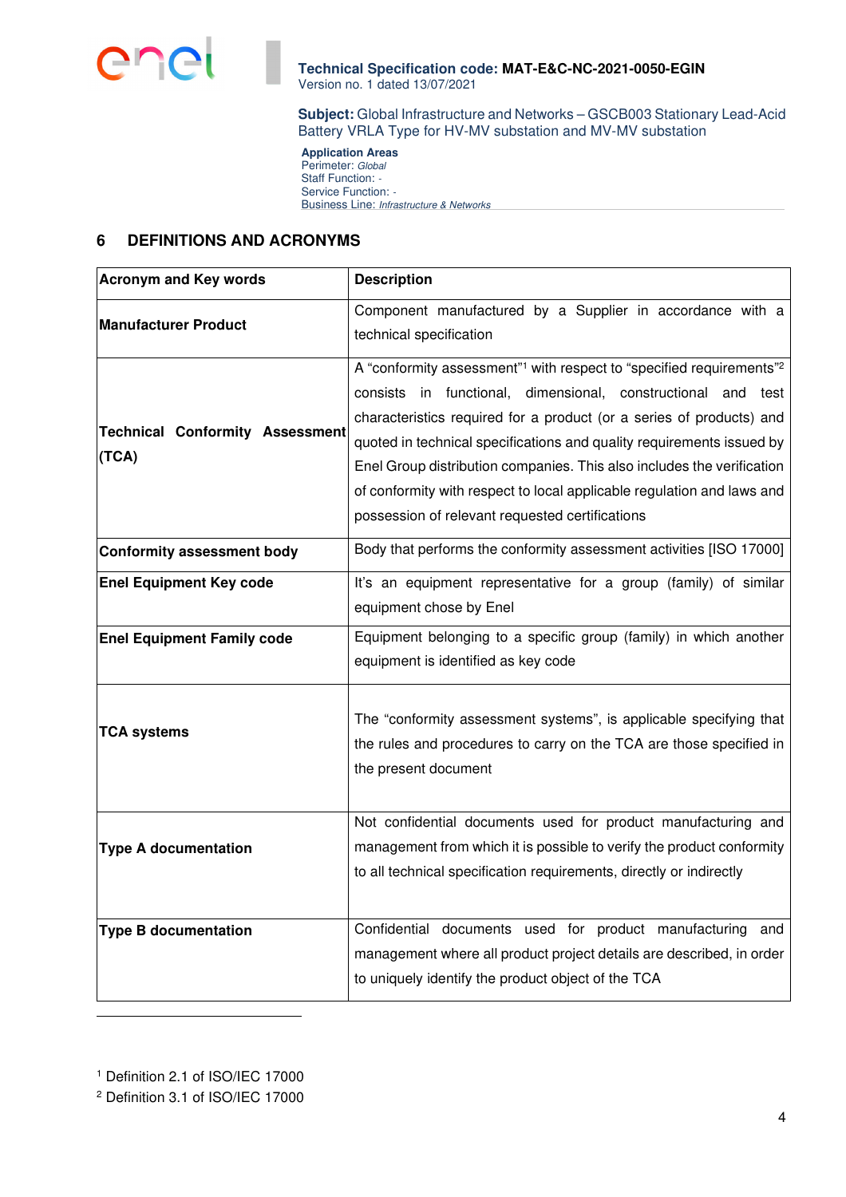## 6 DEFINITIONS AND ACRONYMS

| Acronym and Key words | Description |
|---|---|
| **Manufacturer Product** | Component manufactured by a Supplier in accordance with a technical specification |
| **Technical Conformity Assessment (TCA)** | A "conformity assessment"[1] with respect to "specified requirements"[2] consists in functional, dimensional, constructional and test characteristics required for a product (or a series of products) and quoted in technical specifications and quality requirements issued by Enel Group distribution companies. This also includes the verification of conformity with respect to local applicable regulation and laws and possession of relevant requested certifications |
| **Conformity assessment body** | Body that performs the conformity assessment activities [ISO 17000] |
| **Enel Equipment Key code** | It's an equipment representative for a group (family) of similar equipment chose by Enel |
| **Enel Equipment Family code** | Equipment belonging to a specific group (family) in which another equipment is identified as key code |
| **TCA systems** | The "conformity assessment systems", is applicable specifying that the rules and procedures to carry on the TCA are those specified in the present document |
| **Type A documentation** | Not confidential documents used for product manufacturing and management from which it is possible to verify the product conformity to all technical specification requirements, directly or indirectly |
| **Type B documentation** | Confidential documents used for product manufacturing and management where all product project details are described, in order to uniquely identify the product object of the TCA |

[1] Definition 2.1 of ISO/IEC 17000

[2] Definition 3.1 of ISO/IEC 17000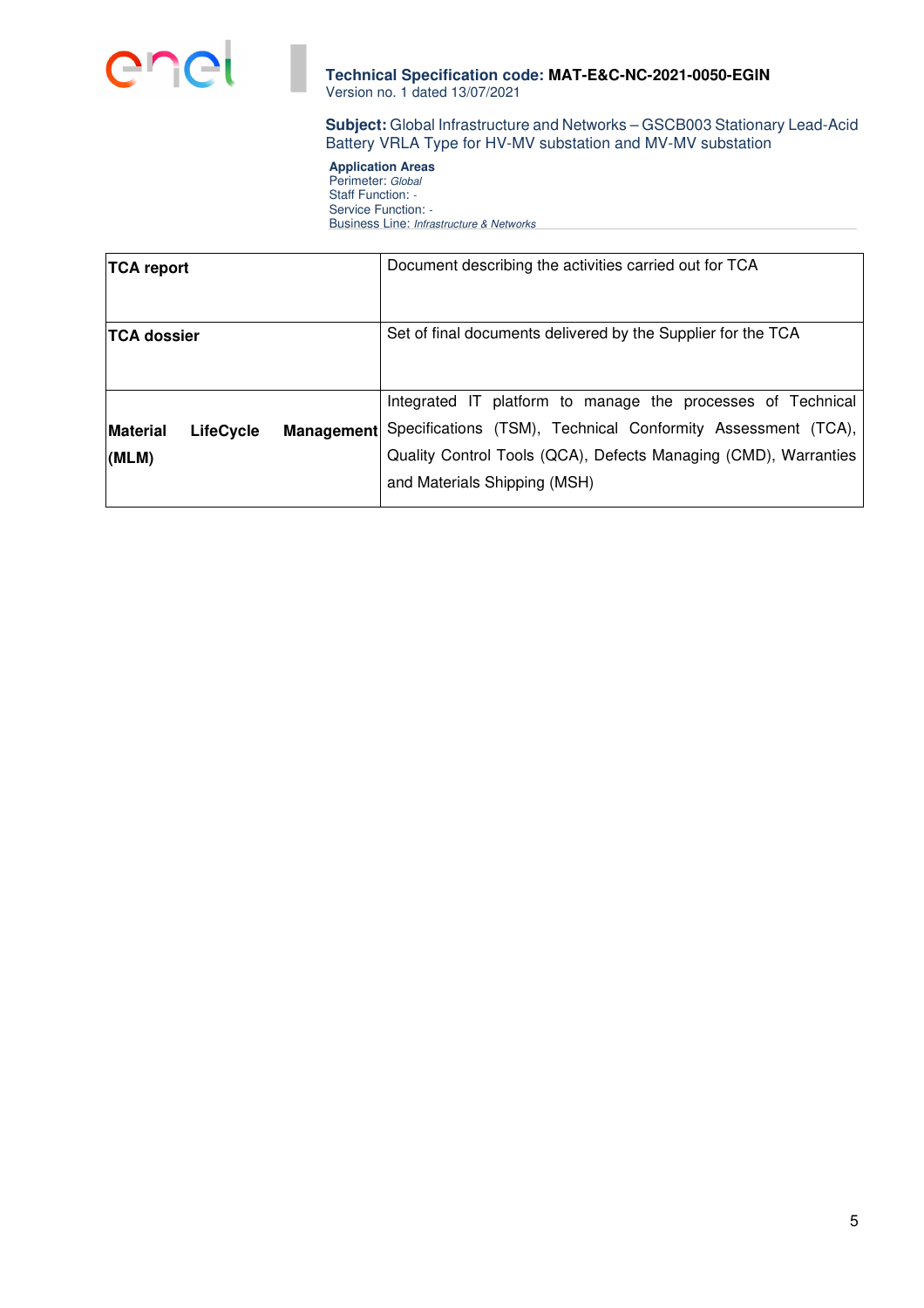| | |
|---|---|
| **TCA report** | Document describing the activities carried out for TCA |
| **TCA dossier** | Set of final documents delivered by the Supplier for the TCA |
| **Material LifeCycle Management (MLM)** | Integrated IT platform to manage the processes of Technical Specifications (TSM), Technical Conformity Assessment (TCA), Quality Control Tools (QCA), Defects Managing (CMD), Warranties and Materials Shipping (MSH) |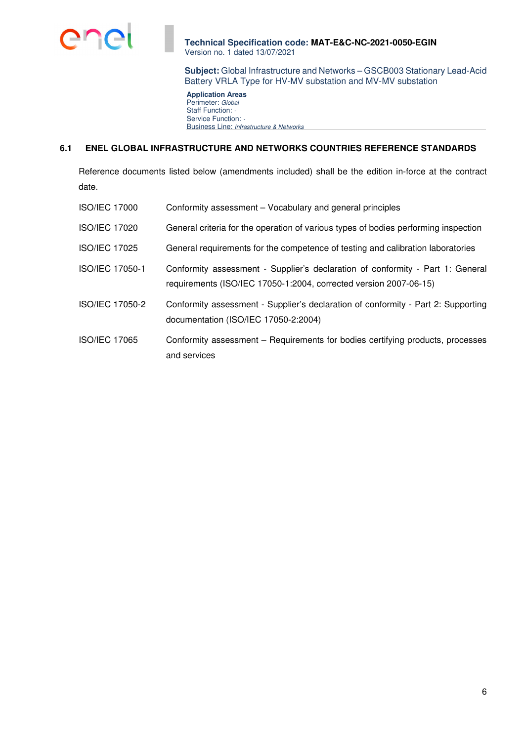## 6.1 ENEL GLOBAL INFRASTRUCTURE AND NETWORKS COUNTRIES REFERENCE STANDARDS

Reference documents listed below (amendments included) shall be the edition in-force at the contract date.

| | |
|---|---|
| ISO/IEC 17000 | Conformity assessment – Vocabulary and general principles |
| ISO/IEC 17020 | General criteria for the operation of various types of bodies performing inspection |
| ISO/IEC 17025 | General requirements for the competence of testing and calibration laboratories |
| ISO/IEC 17050-1 | Conformity assessment - Supplier's declaration of conformity - Part 1: General requirements (ISO/IEC 17050-1:2004, corrected version 2007-06-15) |
| ISO/IEC 17050-2 | Conformity assessment - Supplier's declaration of conformity - Part 2: Supporting documentation (ISO/IEC 17050-2:2004) |
| ISO/IEC 17065 | Conformity assessment – Requirements for bodies certifying products, processes and services |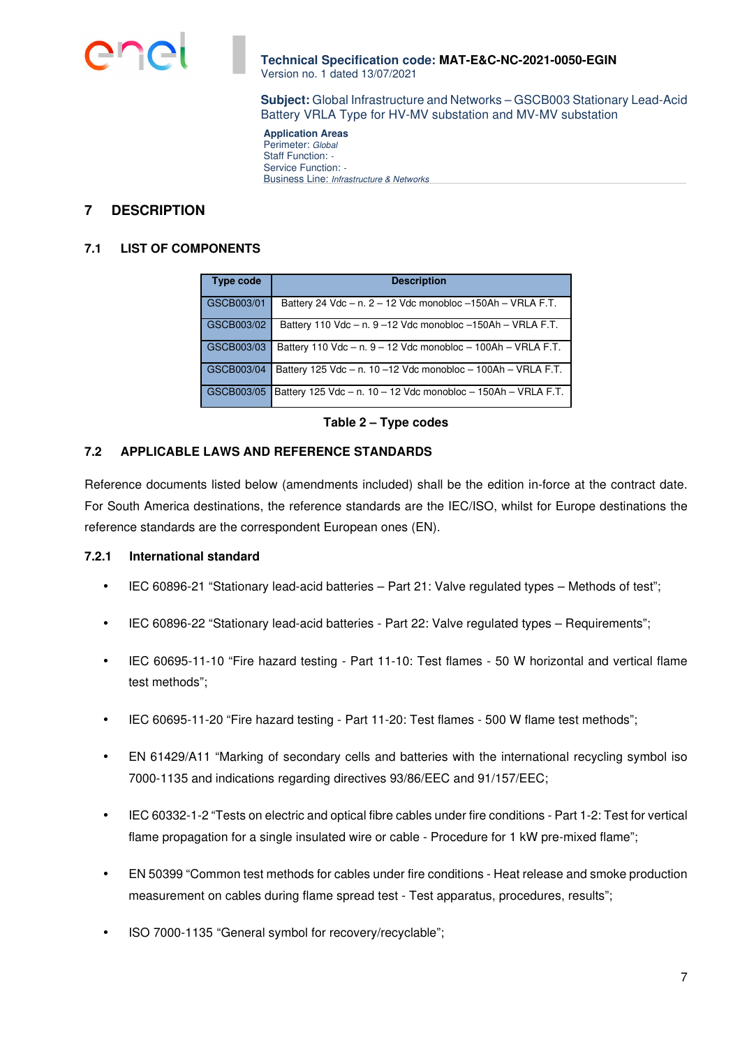## 7 DESCRIPTION

### 7.1 LIST OF COMPONENTS

| Type code | Description |
|---|---|
| GSCB003/01 | Battery 24 Vdc – n. 2 – 12 Vdc monobloc –150Ah – VRLA F.T. |
| GSCB003/02 | Battery 110 Vdc – n. 9 –12 Vdc monobloc –150Ah – VRLA F.T. |
| GSCB003/03 | Battery 110 Vdc – n. 9 – 12 Vdc monobloc – 100Ah – VRLA F.T. |
| GSCB003/04 | Battery 125 Vdc – n. 10 –12 Vdc monobloc – 100Ah – VRLA F.T. |
| GSCB003/05 | Battery 125 Vdc – n. 10 – 12 Vdc monobloc – 150Ah – VRLA F.T. |

**Table 2 – Type codes**

### 7.2 APPLICABLE LAWS AND REFERENCE STANDARDS

Reference documents listed below (amendments included) shall be the edition in-force at the contract date. For South America destinations, the reference standards are the IEC/ISO, whilst for Europe destinations the reference standards are the correspondent European ones (EN).

#### 7.2.1 International standard

- IEC 60896-21 “Stationary lead-acid batteries – Part 21: Valve regulated types – Methods of test”;
- IEC 60896-22 “Stationary lead-acid batteries - Part 22: Valve regulated types – Requirements”;
- IEC 60695-11-10 “Fire hazard testing - Part 11-10: Test flames - 50 W horizontal and vertical flame test methods”;
- IEC 60695-11-20 “Fire hazard testing - Part 11-20: Test flames - 500 W flame test methods”;
- EN 61429/A11 “Marking of secondary cells and batteries with the international recycling symbol iso 7000-1135 and indications regarding directives 93/86/EEC and 91/157/EEC;
- IEC 60332-1-2 “Tests on electric and optical fibre cables under fire conditions - Part 1-2: Test for vertical flame propagation for a single insulated wire or cable - Procedure for 1 kW pre-mixed flame”;
- EN 50399 “Common test methods for cables under fire conditions - Heat release and smoke production measurement on cables during flame spread test - Test apparatus, procedures, results”;
- ISO 7000-1135 “General symbol for recovery/recyclable”;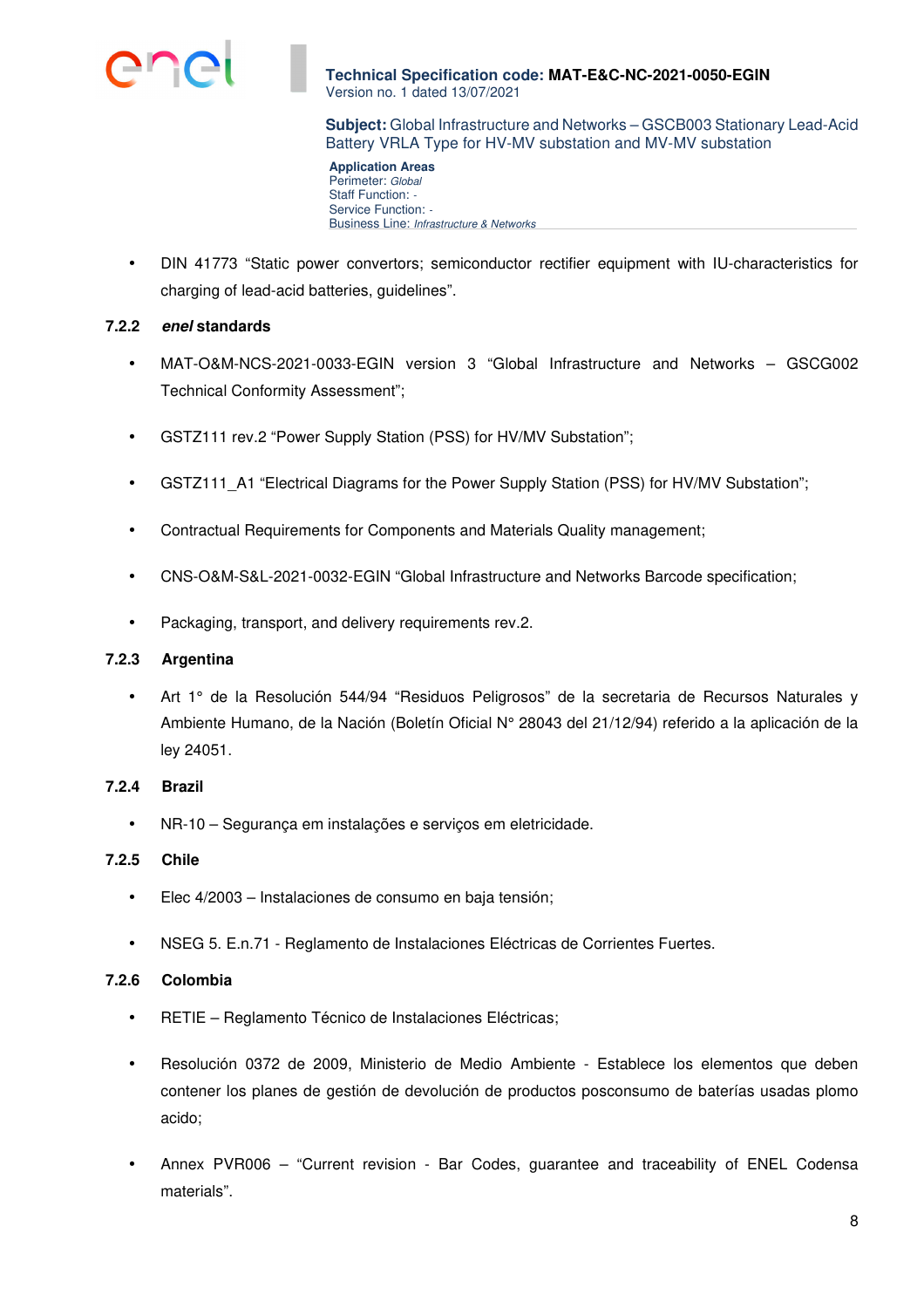- DIN 41773 “Static power convertors; semiconductor rectifier equipment with IU-characteristics for charging of lead-acid batteries, guidelines”.

### 7.2.2 *enel* standards

- MAT-O&M-NCS-2021-0033-EGIN version 3 “Global Infrastructure and Networks – GSCG002 Technical Conformity Assessment”;
- GSTZ111 rev.2 “Power Supply Station (PSS) for HV/MV Substation”;
- GSTZ111_A1 “Electrical Diagrams for the Power Supply Station (PSS) for HV/MV Substation”;
- Contractual Requirements for Components and Materials Quality management;
- CNS-O&M-S&L-2021-0032-EGIN “Global Infrastructure and Networks Barcode specification;
- Packaging, transport, and delivery requirements rev.2.

### 7.2.3 Argentina

- Art 1° de la Resolución 544/94 “Residuos Peligrosos” de la secretaria de Recursos Naturales y Ambiente Humano, de la Nación (Boletín Oficial N° 28043 del 21/12/94) referido a la aplicación de la ley 24051.

### 7.2.4 Brazil

- NR-10 – Segurança em instalações e serviços em eletricidade.

### 7.2.5 Chile

- Elec 4/2003 – Instalaciones de consumo en baja tensión;
- NSEG 5. E.n.71 - Reglamento de Instalaciones Eléctricas de Corrientes Fuertes.

### 7.2.6 Colombia

- RETIE – Reglamento Técnico de Instalaciones Eléctricas;
- Resolución 0372 de 2009, Ministerio de Medio Ambiente - Establece los elementos que deben contener los planes de gestión de devolución de productos posconsumo de baterías usadas plomo acido;
- Annex PVR006 – “Current revision - Bar Codes, guarantee and traceability of ENEL Codensa materials”.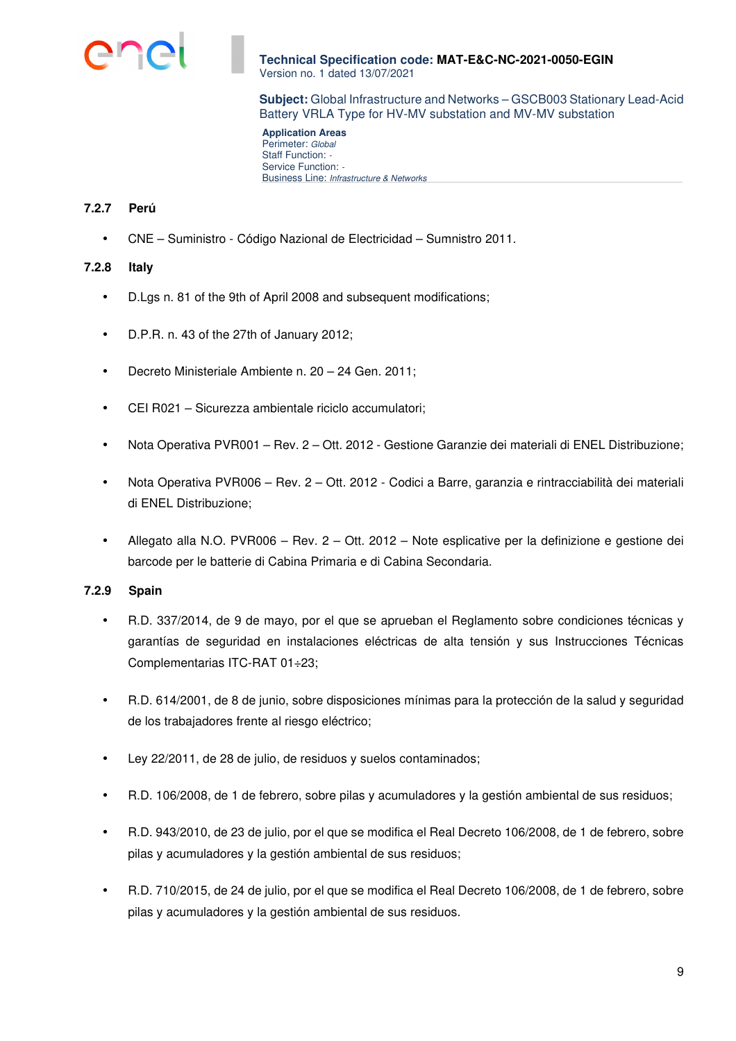#### 7.2.7 Perú

- CNE – Suministro - Código Nazional de Electricidad – Sumnistro 2011.

#### 7.2.8 Italy

- D.Lgs n. 81 of the 9th of April 2008 and subsequent modifications;
- D.P.R. n. 43 of the 27th of January 2012;
- Decreto Ministeriale Ambiente n. 20 – 24 Gen. 2011;
- CEI R021 – Sicurezza ambientale riciclo accumulatori;
- Nota Operativa PVR001 – Rev. 2 – Ott. 2012 - Gestione Garanzie dei materiali di ENEL Distribuzione;
- Nota Operativa PVR006 – Rev. 2 – Ott. 2012 - Codici a Barre, garanzia e rintracciabilità dei materiali di ENEL Distribuzione;
- Allegato alla N.O. PVR006 – Rev. 2 – Ott. 2012 – Note esplicative per la definizione e gestione dei barcode per le batterie di Cabina Primaria e di Cabina Secondaria.

#### 7.2.9 Spain

- R.D. 337/2014, de 9 de mayo, por el que se aprueban el Reglamento sobre condiciones técnicas y garantías de seguridad en instalaciones eléctricas de alta tensión y sus Instrucciones Técnicas Complementarias ITC-RAT 01÷23;
- R.D. 614/2001, de 8 de junio, sobre disposiciones mínimas para la protección de la salud y seguridad de los trabajadores frente al riesgo eléctrico;
- Ley 22/2011, de 28 de julio, de residuos y suelos contaminados;
- R.D. 106/2008, de 1 de febrero, sobre pilas y acumuladores y la gestión ambiental de sus residuos;
- R.D. 943/2010, de 23 de julio, por el que se modifica el Real Decreto 106/2008, de 1 de febrero, sobre pilas y acumuladores y la gestión ambiental de sus residuos;
- R.D. 710/2015, de 24 de julio, por el que se modifica el Real Decreto 106/2008, de 1 de febrero, sobre pilas y acumuladores y la gestión ambiental de sus residuos.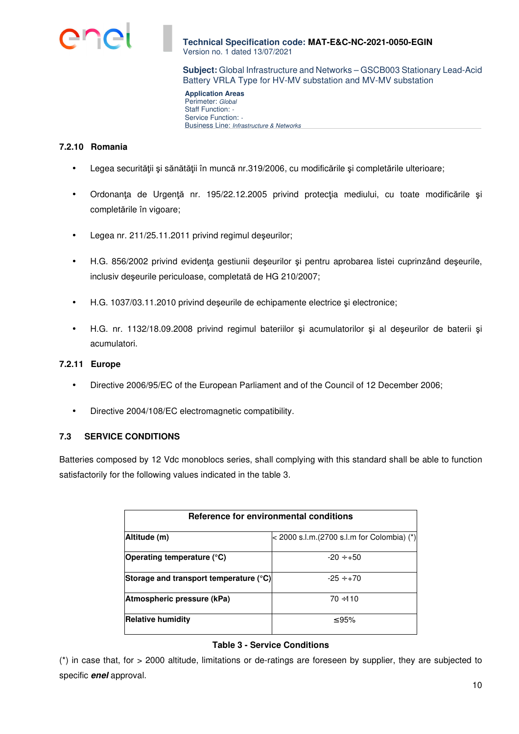#### 7.2.10 Romania

- Legea securităţii şi sănătăţii în muncă nr.319/2006, cu modificările şi completările ulterioare;
- Ordonanţa de Urgenţă nr. 195/22.12.2005 privind protecţia mediului, cu toate modificările şi completările în vigoare;
- Legea nr. 211/25.11.2011 privind regimul deşeurilor;
- H.G. 856/2002 privind evidenţa gestiunii deşeurilor şi pentru aprobarea listei cuprinzând deşeurile, inclusiv deşeurile periculoase, completată de HG 210/2007;
- H.G. 1037/03.11.2010 privind deşeurile de echipamente electrice şi electronice;
- H.G. nr. 1132/18.09.2008 privind regimul bateriilor şi acumulatorilor şi al deşeurilor de baterii şi acumulatori.

#### 7.2.11 Europe

- Directive 2006/95/EC of the European Parliament and of the Council of 12 December 2006;
- Directive 2004/108/EC electromagnetic compatibility.

### 7.3 SERVICE CONDITIONS

Batteries composed by 12 Vdc monoblocs series, shall complying with this standard shall be able to function satisfactorily for the following values indicated in the table 3.

| Reference for environmental conditions | |
|---|---|
| **Altitude (m)** | < 2000 s.l.m.(2700 s.l.m for Colombia) (*) |
| **Operating temperature (°C)** | -20 ÷+50 |
| **Storage and transport temperature (°C)** | -25 ÷+70 |
| **Atmospheric pressure (kPa)** | 70 ÷110 |
| **Relative humidity** | ≤95% |

**Table 3 - Service Conditions**

(*) in case that, for > 2000 altitude, limitations or de-ratings are foreseen by supplier, they are subjected to specific ***enel*** approval.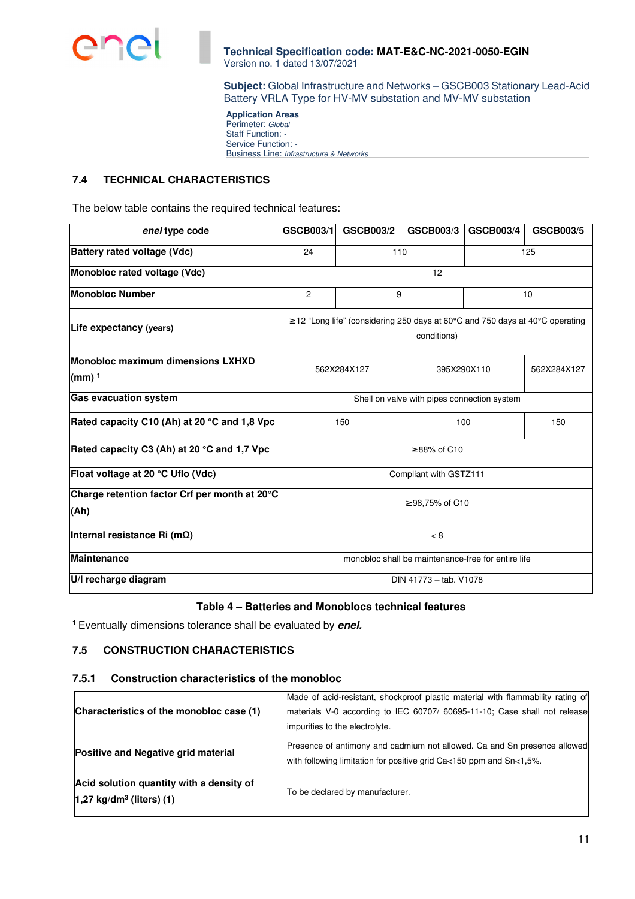## 7.4 TECHNICAL CHARACTERISTICS

The below table contains the required technical features:

| ***enel*** **type code** | **GSCB003/1** | **GSCB003/2** | **GSCB003/3** | **GSCB003/4** | **GSCB003/5** |
|---|---|---|---|---|---|
| **Battery rated voltage (Vdc)** | 24 | 110 | | 125 | |
| **Monobloc rated voltage (Vdc)** | 12 | | | | |
| **Monobloc Number** | 2 | 9 | | 10 | |
| **Life expectancy (years)** | ≥12 "Long life" (considering 250 days at 60°C and 750 days at 40°C operating conditions) | | | | |
| **Monobloc maximum dimensions LXHXD (mm)** [1] | 562X284X127 | | 395X290X110 | | 562X284X127 |
| **Gas evacuation system** | Shell on valve with pipes connection system | | | | |
| **Rated capacity C10 (Ah) at 20 °C and 1,8 Vpc** | 150 | | 100 | | 150 |
| **Rated capacity C3 (Ah) at 20 °C and 1,7 Vpc** | ≥88% of C10 | | | | |
| **Float voltage at 20 °C Uflo (Vdc)** | Compliant with GSTZ111 | | | | |
| **Charge retention factor Crf per month at 20°C (Ah)** | ≥98,75% of C10 | | | | |
| **Internal resistance Ri (mΩ)** | < 8 | | | | |
| **Maintenance** | monobloc shall be maintenance-free for entire life | | | | |
| **U/I recharge diagram** | DIN 41773 – tab. V1078 | | | | |

**Table 4 – Batteries and Monoblocs technical features**

[1] Eventually dimensions tolerance shall be evaluated by ***enel.***

## 7.5 CONSTRUCTION CHARACTERISTICS

### 7.5.1 Construction characteristics of the monobloc

| | |
|---|---|
| **Characteristics of the monobloc case (1)** | Made of acid-resistant, shockproof plastic material with flammability rating of materials V-0 according to IEC 60707/ 60695-11-10; Case shall not release impurities to the electrolyte. |
| **Positive and Negative grid material** | Presence of antimony and cadmium not allowed. Ca and Sn presence allowed with following limitation for positive grid Ca<150 ppm and Sn<1,5%. |
| **Acid solution quantity with a density of 1,27 kg/dm³ (liters) (1)** | To be declared by manufacturer. |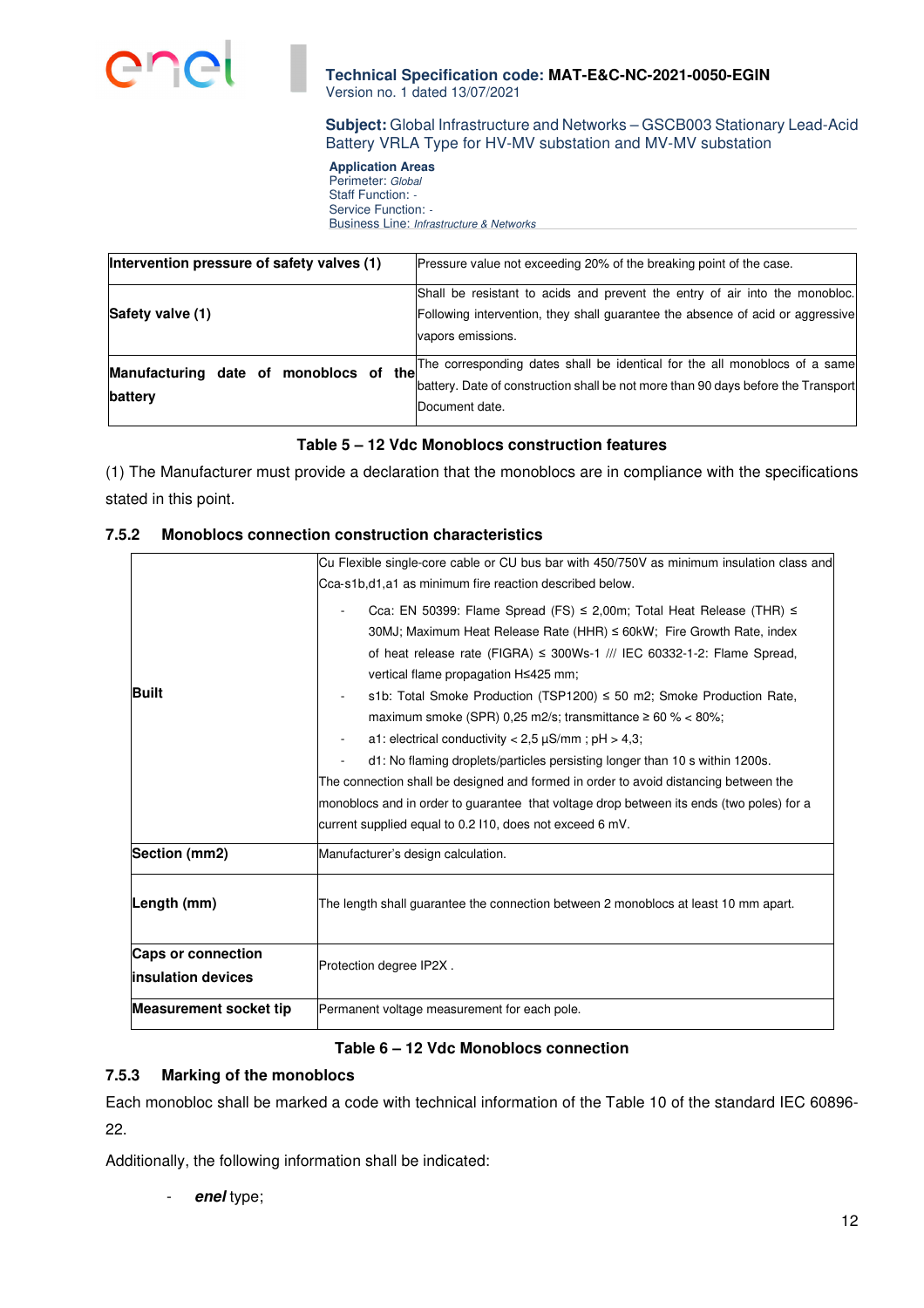| Intervention pressure of safety valves (1) | Pressure value not exceeding 20% of the breaking point of the case. |
|---|---|
| Safety valve (1) | Shall be resistant to acids and prevent the entry of air into the monobloc. Following intervention, they shall guarantee the absence of acid or aggressive vapors emissions. |
| Manufacturing date of monoblocs of the battery | The corresponding dates shall be identical for the all monoblocs of a same battery. Date of construction shall be not more than 90 days before the Transport Document date. |

**Table 5 – 12 Vdc Monoblocs construction features**

(1) The Manufacturer must provide a declaration that the monoblocs are in compliance with the specifications stated in this point.

### 7.5.2 Monoblocs connection construction characteristics

| | |
|---|---|
| **Built** | Cu Flexible single-core cable or CU bus bar with 450/750V as minimum insulation class and Cca-s1b,d1,a1 as minimum fire reaction described below.<br>- Cca: EN 50399: Flame Spread (FS) ≤ 2,00m; Total Heat Release (THR) ≤ 30MJ; Maximum Heat Release Rate (HHR) ≤ 60kW; Fire Growth Rate, index of heat release rate (FIGRA) ≤ 300Ws-1 /// IEC 60332-1-2: Flame Spread, vertical flame propagation H≤425 mm;<br>- s1b: Total Smoke Production (TSP1200) ≤ 50 m2; Smoke Production Rate, maximum smoke (SPR) 0,25 m2/s; transmittance ≥ 60 % < 80%;<br>- a1: electrical conductivity < 2,5 µS/mm ; pH > 4,3;<br>- d1: No flaming droplets/particles persisting longer than 10 s within 1200s.<br>The connection shall be designed and formed in order to avoid distancing between the monoblocs and in order to guarantee that voltage drop between its ends (two poles) for a current supplied equal to 0.2 I10, does not exceed 6 mV. |
| **Section (mm2)** | Manufacturer's design calculation. |
| **Length (mm)** | The length shall guarantee the connection between 2 monoblocs at least 10 mm apart. |
| **Caps or connection insulation devices** | Protection degree IP2X . |
| **Measurement socket tip** | Permanent voltage measurement for each pole. |

**Table 6 – 12 Vdc Monoblocs connection**

### 7.5.3 Marking of the monoblocs

Each monobloc shall be marked a code with technical information of the Table 10 of the standard IEC 60896-22.

Additionally, the following information shall be indicated:

- ***enel*** type;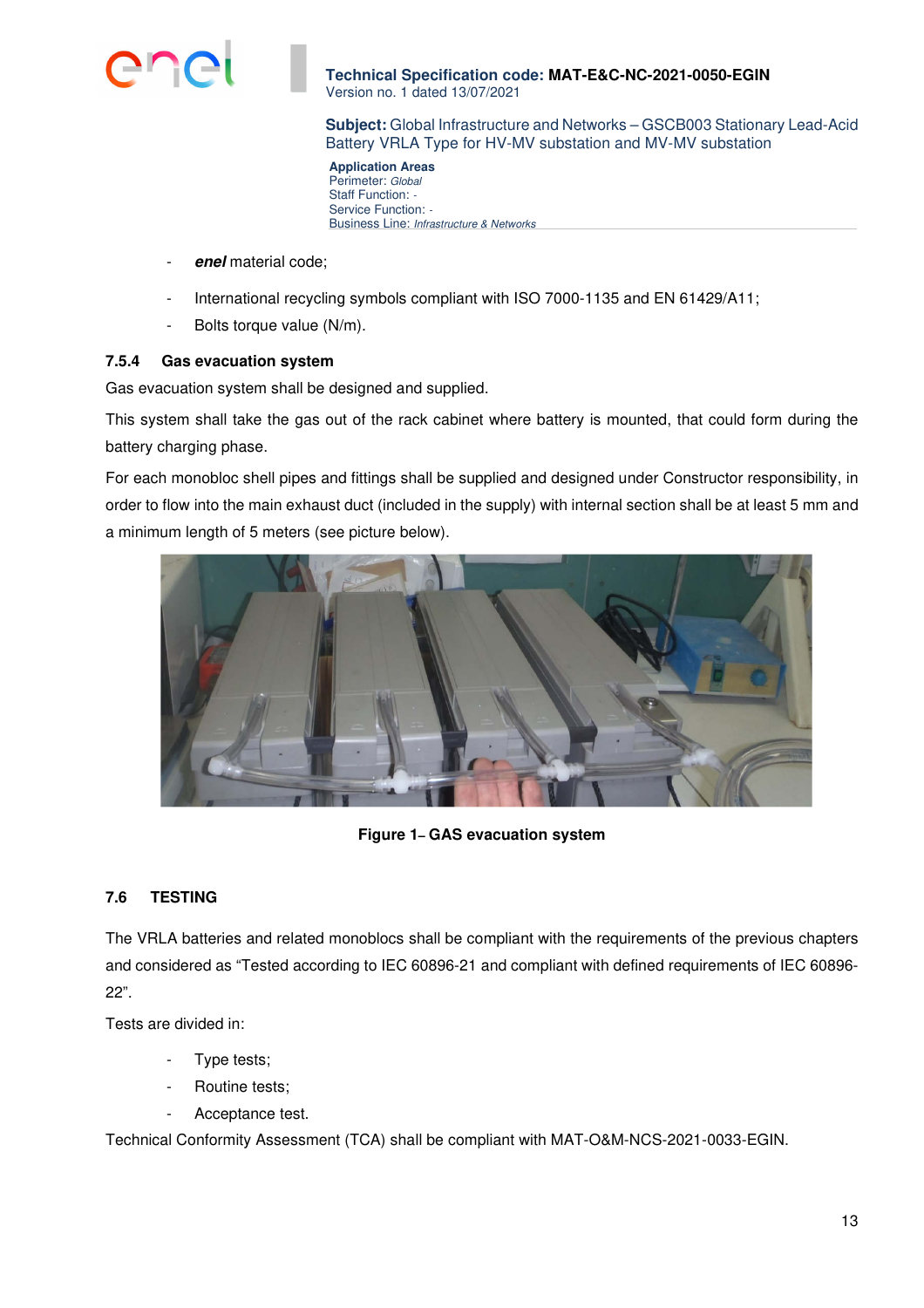- ***enel*** material code;
- International recycling symbols compliant with ISO 7000-1135 and EN 61429/A11;
- Bolts torque value (N/m).

### 7.5.4 Gas evacuation system

Gas evacuation system shall be designed and supplied.

This system shall take the gas out of the rack cabinet where battery is mounted, that could form during the battery charging phase.

For each monobloc shell pipes and fittings shall be supplied and designed under Constructor responsibility, in order to flow into the main exhaust duct (included in the supply) with internal section shall be at least 5 mm and a minimum length of 5 meters (see picture below).

**Figure 1– GAS evacuation system**

## 7.6 TESTING

The VRLA batteries and related monoblocs shall be compliant with the requirements of the previous chapters and considered as "Tested according to IEC 60896-21 and compliant with defined requirements of IEC 60896-22".

Tests are divided in:

- Type tests;
- Routine tests;
- Acceptance test.

Technical Conformity Assessment (TCA) shall be compliant with MAT-O&M-NCS-2021-0033-EGIN.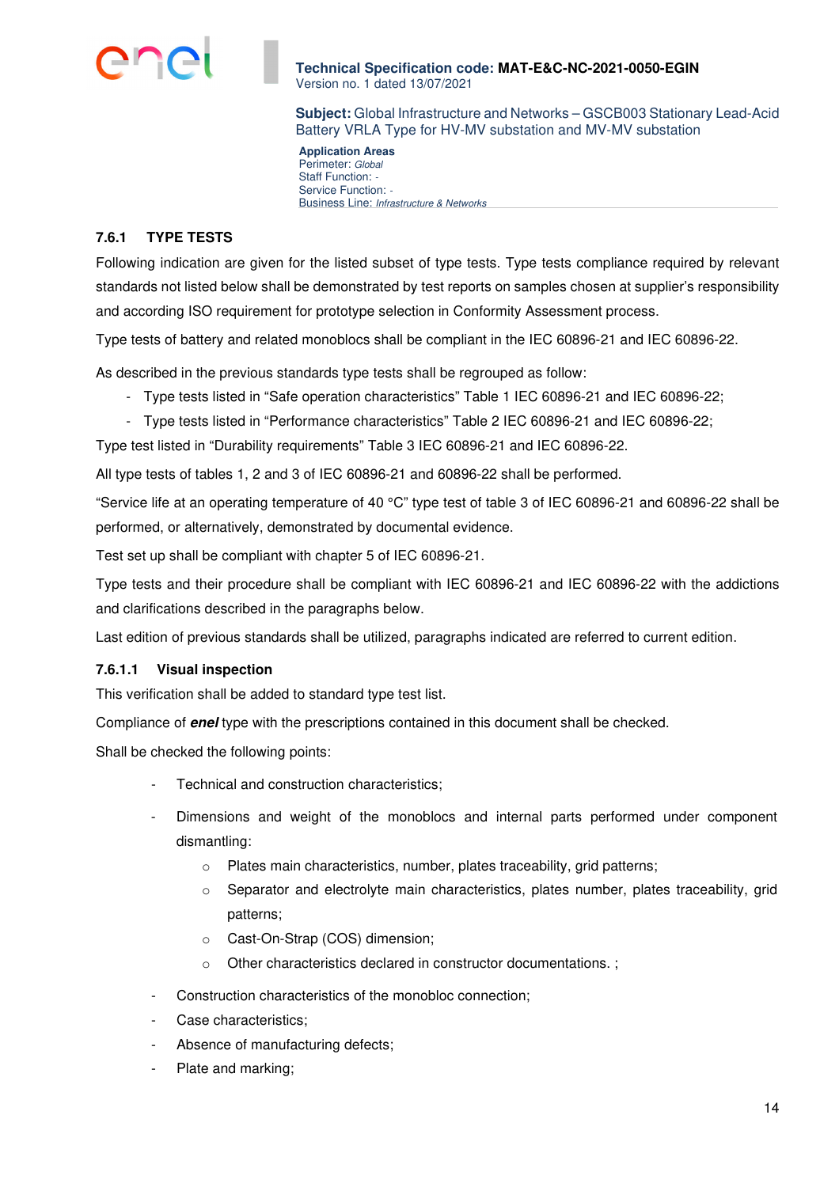### 7.6.1 TYPE TESTS

Following indication are given for the listed subset of type tests. Type tests compliance required by relevant standards not listed below shall be demonstrated by test reports on samples chosen at supplier's responsibility and according ISO requirement for prototype selection in Conformity Assessment process.

Type tests of battery and related monoblocs shall be compliant in the IEC 60896-21 and IEC 60896-22.

As described in the previous standards type tests shall be regrouped as follow:

- Type tests listed in "Safe operation characteristics" Table 1 IEC 60896-21 and IEC 60896-22;
- Type tests listed in "Performance characteristics" Table 2 IEC 60896-21 and IEC 60896-22;

Type test listed in "Durability requirements" Table 3 IEC 60896-21 and IEC 60896-22.

All type tests of tables 1, 2 and 3 of IEC 60896-21 and 60896-22 shall be performed.

"Service life at an operating temperature of 40 °C" type test of table 3 of IEC 60896-21 and 60896-22 shall be performed, or alternatively, demonstrated by documental evidence.

Test set up shall be compliant with chapter 5 of IEC 60896-21.

Type tests and their procedure shall be compliant with IEC 60896-21 and IEC 60896-22 with the addictions and clarifications described in the paragraphs below.

Last edition of previous standards shall be utilized, paragraphs indicated are referred to current edition.

#### 7.6.1.1 Visual inspection

This verification shall be added to standard type test list.

Compliance of ***enel*** type with the prescriptions contained in this document shall be checked.

Shall be checked the following points:

- Technical and construction characteristics;
- Dimensions and weight of the monoblocs and internal parts performed under component dismantling:
  - Plates main characteristics, number, plates traceability, grid patterns;
  - Separator and electrolyte main characteristics, plates number, plates traceability, grid patterns;
  - Cast-On-Strap (COS) dimension;
  - Other characteristics declared in constructor documentations. ;
- Construction characteristics of the monobloc connection;
- Case characteristics;
- Absence of manufacturing defects;
- Plate and marking;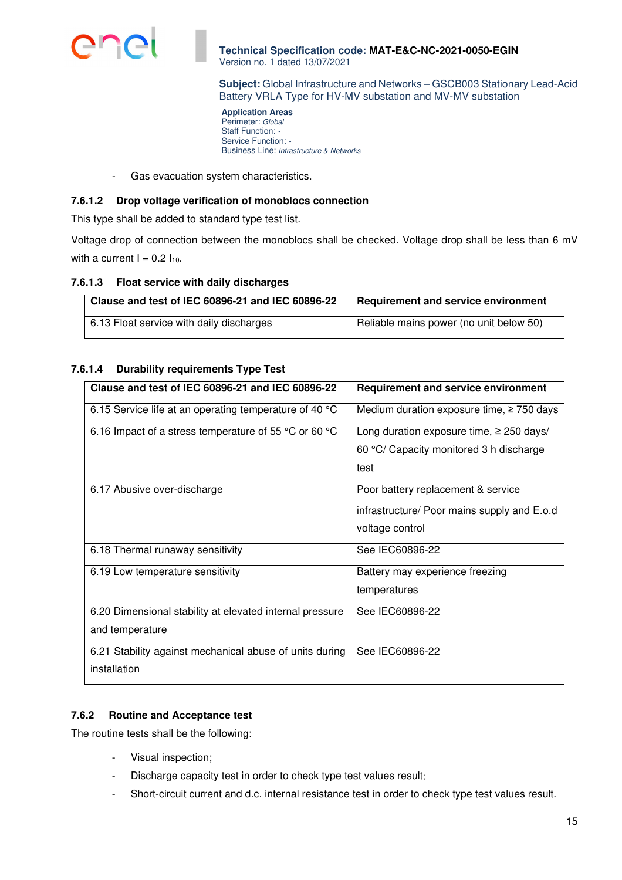- Gas evacuation system characteristics.

#### 7.6.1.2 Drop voltage verification of monoblocs connection

This type shall be added to standard type test list.

Voltage drop of connection between the monoblocs shall be checked. Voltage drop shall be less than 6 mV with a current $I = 0.2\ I_{10}$.

#### 7.6.1.3 Float service with daily discharges

| Clause and test of IEC 60896-21 and IEC 60896-22 | Requirement and service environment |
|---|---|
| 6.13 Float service with daily discharges | Reliable mains power (no unit below 50) |

#### 7.6.1.4 Durability requirements Type Test

| Clause and test of IEC 60896-21 and IEC 60896-22 | Requirement and service environment |
|---|---|
| 6.15 Service life at an operating temperature of 40 °C | Medium duration exposure time, ≥ 750 days |
| 6.16 Impact of a stress temperature of 55 °C or 60 °C | Long duration exposure time, ≥ 250 days/ 60 °C/ Capacity monitored 3 h discharge test |
| 6.17 Abusive over-discharge | Poor battery replacement & service infrastructure/ Poor mains supply and E.o.d voltage control |
| 6.18 Thermal runaway sensitivity | See IEC60896-22 |
| 6.19 Low temperature sensitivity | Battery may experience freezing temperatures |
| 6.20 Dimensional stability at elevated internal pressure and temperature | See IEC60896-22 |
| 6.21 Stability against mechanical abuse of units during installation | See IEC60896-22 |

### 7.6.2 Routine and Acceptance test

The routine tests shall be the following:

- Visual inspection;
- Discharge capacity test in order to check type test values result;
- Short-circuit current and d.c. internal resistance test in order to check type test values result.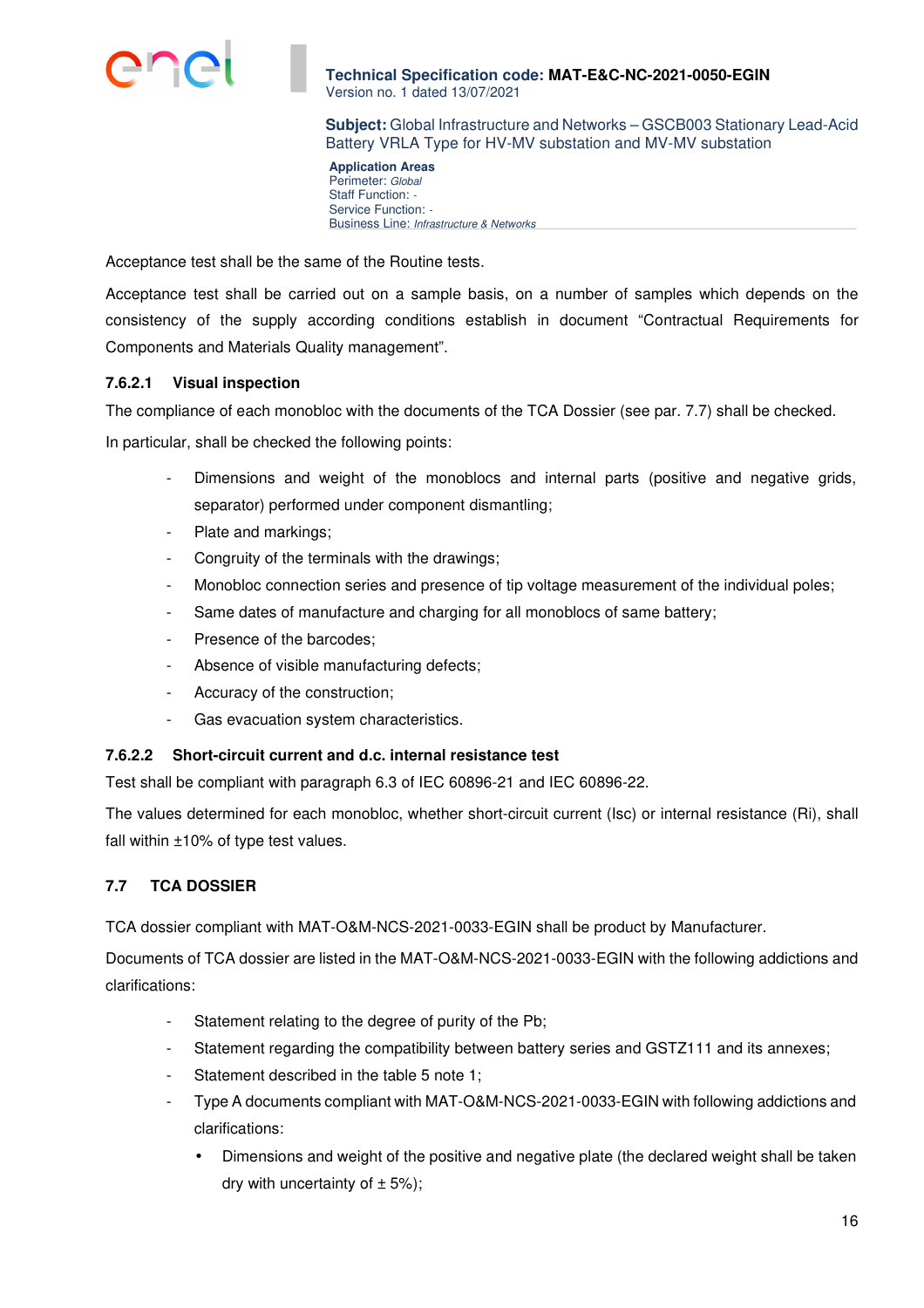Acceptance test shall be the same of the Routine tests.

Acceptance test shall be carried out on a sample basis, on a number of samples which depends on the consistency of the supply according conditions establish in document “Contractual Requirements for Components and Materials Quality management”.

#### 7.6.2.1 Visual inspection

The compliance of each monobloc with the documents of the TCA Dossier (see par. 7.7) shall be checked.

In particular, shall be checked the following points:

- Dimensions and weight of the monoblocs and internal parts (positive and negative grids, separator) performed under component dismantling;
- Plate and markings;
- Congruity of the terminals with the drawings;
- Monobloc connection series and presence of tip voltage measurement of the individual poles;
- Same dates of manufacture and charging for all monoblocs of same battery;
- Presence of the barcodes;
- Absence of visible manufacturing defects;
- Accuracy of the construction;
- Gas evacuation system characteristics.

#### 7.6.2.2 Short-circuit current and d.c. internal resistance test

Test shall be compliant with paragraph 6.3 of IEC 60896-21 and IEC 60896-22.

The values determined for each monobloc, whether short-circuit current (Isc) or internal resistance (Ri), shall fall within ±10% of type test values.

### 7.7 TCA DOSSIER

TCA dossier compliant with MAT-O&M-NCS-2021-0033-EGIN shall be product by Manufacturer.

Documents of TCA dossier are listed in the MAT-O&M-NCS-2021-0033-EGIN with the following addictions and clarifications:

- Statement relating to the degree of purity of the Pb;
- Statement regarding the compatibility between battery series and GSTZ111 and its annexes;
- Statement described in the table 5 note 1;
- Type A documents compliant with MAT-O&M-NCS-2021-0033-EGIN with following addictions and clarifications:
  - Dimensions and weight of the positive and negative plate (the declared weight shall be taken dry with uncertainty of ± 5%);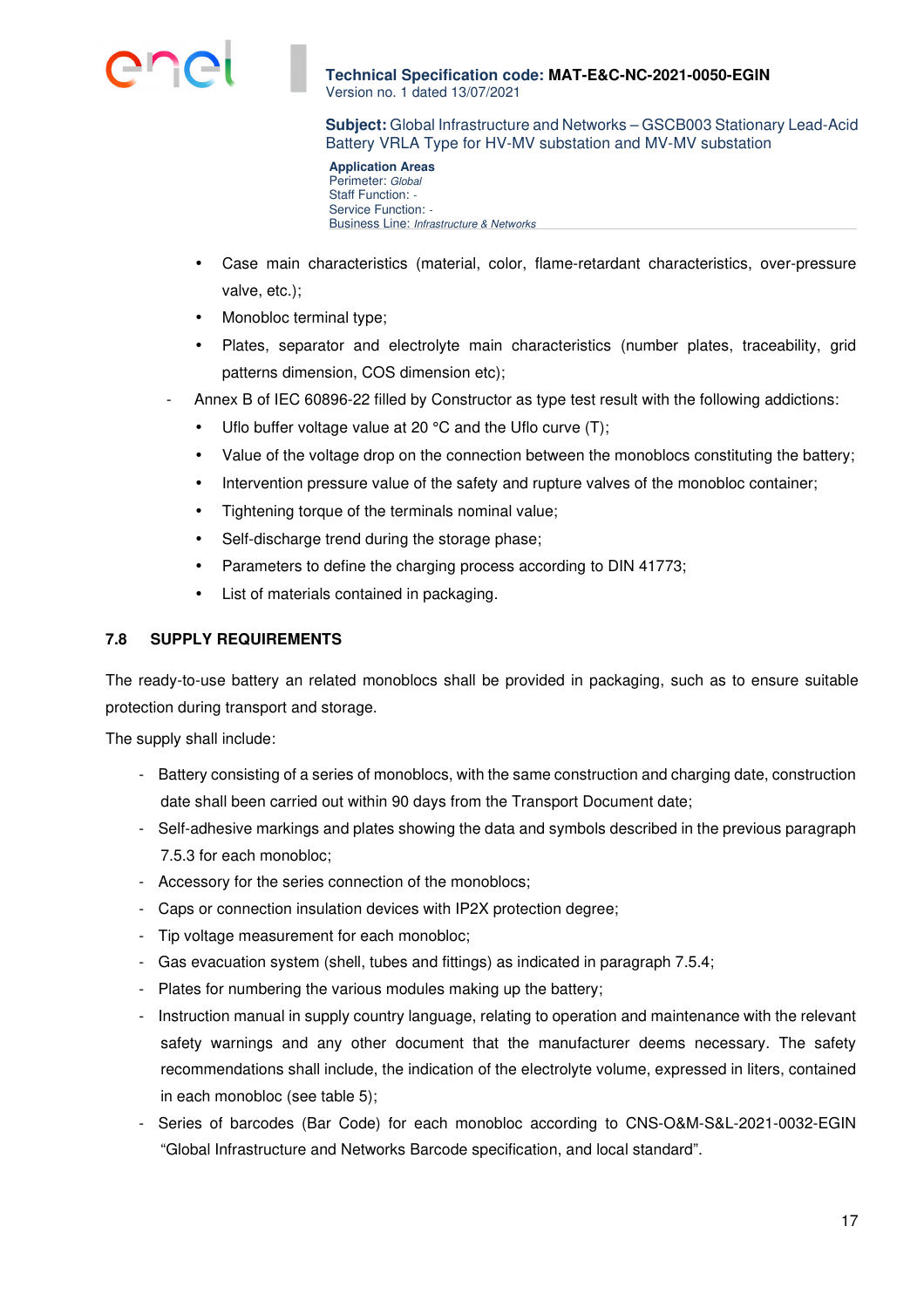- Case main characteristics (material, color, flame-retardant characteristics, over-pressure valve, etc.);
    - Monobloc terminal type;
    - Plates, separator and electrolyte main characteristics (number plates, traceability, grid patterns dimension, COS dimension etc);
- Annex B of IEC 60896-22 filled by Constructor as type test result with the following addictions:
    - Uflo buffer voltage value at 20 °C and the Uflo curve (T);
    - Value of the voltage drop on the connection between the monoblocs constituting the battery;
    - Intervention pressure value of the safety and rupture valves of the monobloc container;
    - Tightening torque of the terminals nominal value;
    - Self-discharge trend during the storage phase;
    - Parameters to define the charging process according to DIN 41773;
    - List of materials contained in packaging.

### 7.8 SUPPLY REQUIREMENTS

The ready-to-use battery an related monoblocs shall be provided in packaging, such as to ensure suitable protection during transport and storage.

The supply shall include:

- Battery consisting of a series of monoblocs, with the same construction and charging date, construction date shall been carried out within 90 days from the Transport Document date;
- Self-adhesive markings and plates showing the data and symbols described in the previous paragraph 7.5.3 for each monobloc;
- Accessory for the series connection of the monoblocs;
- Caps or connection insulation devices with IP2X protection degree;
- Tip voltage measurement for each monobloc;
- Gas evacuation system (shell, tubes and fittings) as indicated in paragraph 7.5.4;
- Plates for numbering the various modules making up the battery;
- Instruction manual in supply country language, relating to operation and maintenance with the relevant safety warnings and any other document that the manufacturer deems necessary. The safety recommendations shall include, the indication of the electrolyte volume, expressed in liters, contained in each monobloc (see table 5);
- Series of barcodes (Bar Code) for each monobloc according to CNS-O&M-S&L-2021-0032-EGIN "Global Infrastructure and Networks Barcode specification, and local standard".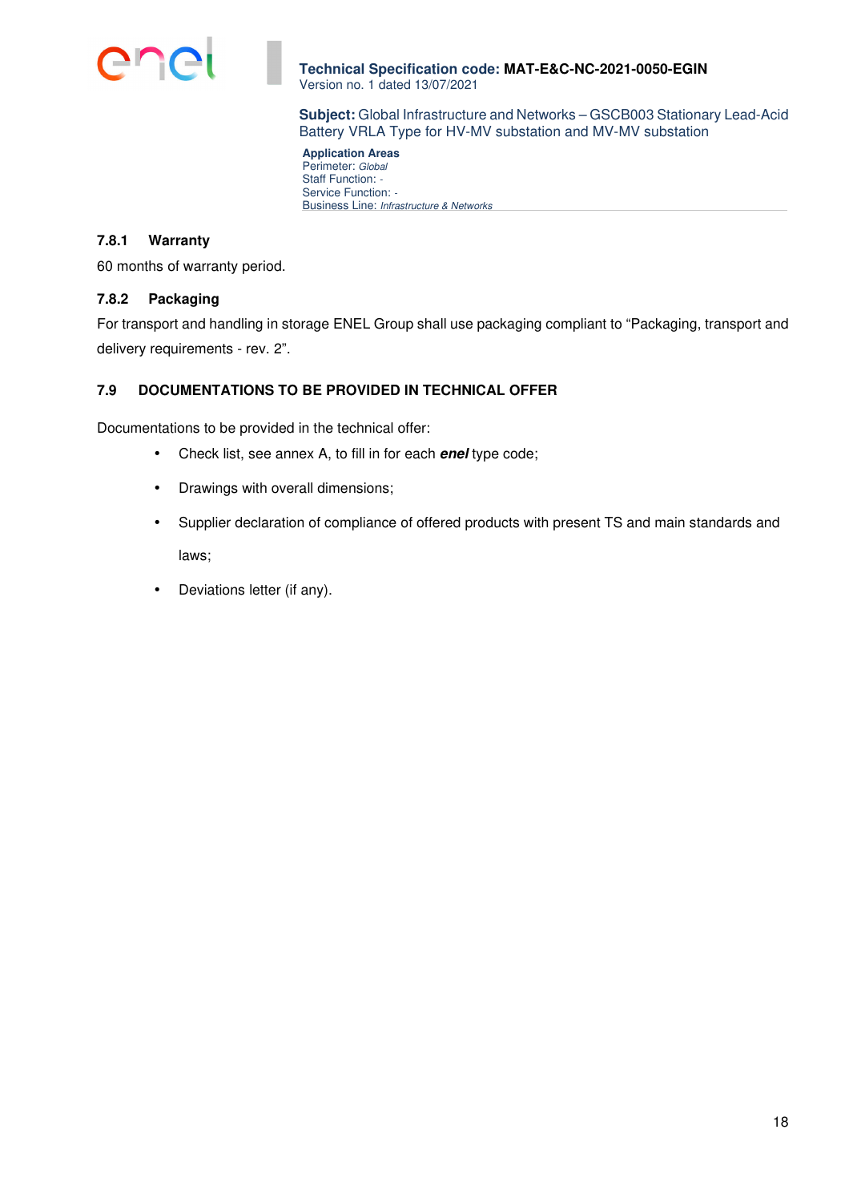#### 7.8.1 Warranty

60 months of warranty period.

#### 7.8.2 Packaging

For transport and handling in storage ENEL Group shall use packaging compliant to “Packaging, transport and delivery requirements - rev. 2”.

### 7.9 DOCUMENTATIONS TO BE PROVIDED IN TECHNICAL OFFER

Documentations to be provided in the technical offer:

- Check list, see annex A, to fill in for each ***enel*** type code;
- Drawings with overall dimensions;
- Supplier declaration of compliance of offered products with present TS and main standards and laws;
- Deviations letter (if any).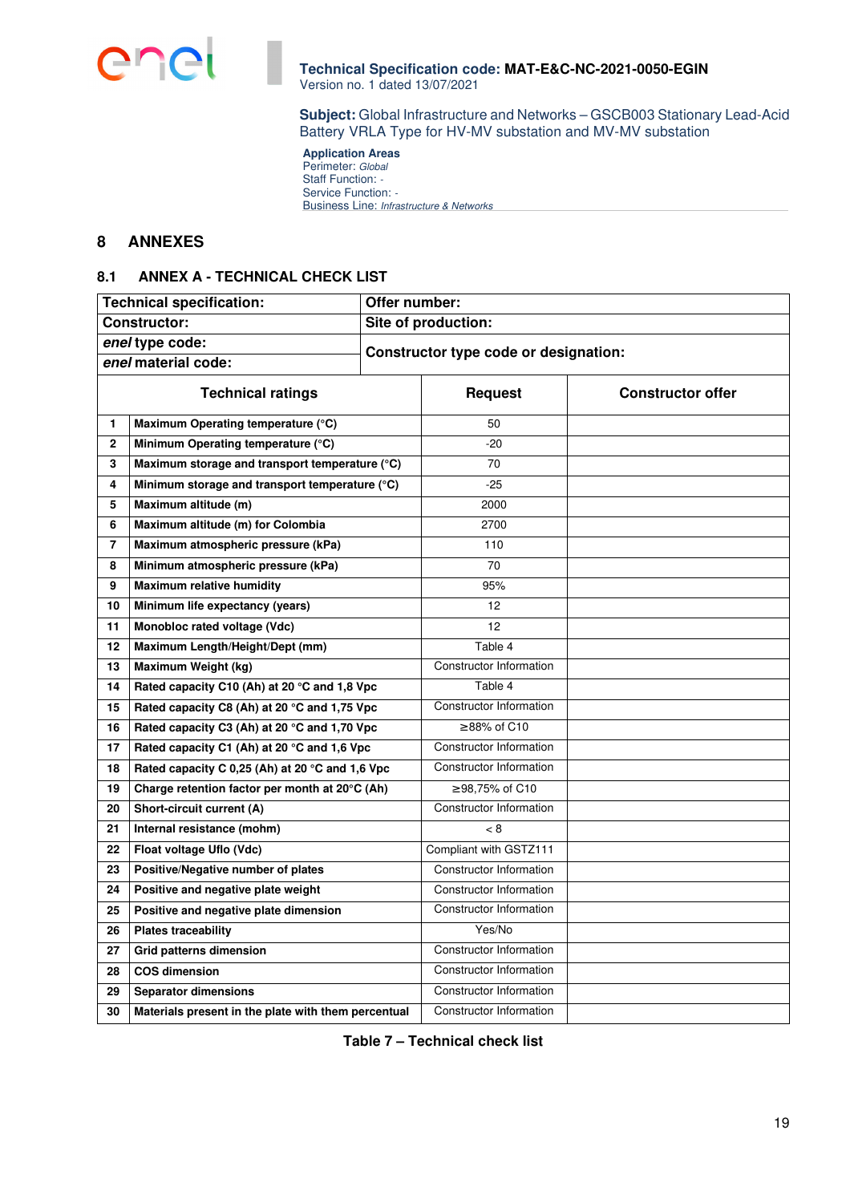## 8 ANNEXES

### 8.1 ANNEX A - TECHNICAL CHECK LIST

| | |
|---|---|
| **Technical specification:** | **Offer number:** |
| **Constructor:** | **Site of production:** |
| ***enel* type code:** | **Constructor type code or designation:** |
| ***enel* material code:** | |

| | **Technical ratings** | **Request** | **Constructor offer** |
|---|---|---|---|
| **1** | **Maximum Operating temperature (°C)** | 50 | |
| **2** | **Minimum Operating temperature (°C)** | -20 | |
| **3** | **Maximum storage and transport temperature (°C)** | 70 | |
| **4** | **Minimum storage and transport temperature (°C)** | -25 | |
| **5** | **Maximum altitude (m)** | 2000 | |
| **6** | **Maximum altitude (m) for Colombia** | 2700 | |
| **7** | **Maximum atmospheric pressure (kPa)** | 110 | |
| **8** | **Minimum atmospheric pressure (kPa)** | 70 | |
| **9** | **Maximum relative humidity** | 95% | |
| **10** | **Minimum life expectancy (years)** | 12 | |
| **11** | **Monobloc rated voltage (Vdc)** | 12 | |
| **12** | **Maximum Length/Height/Dept (mm)** | Table 4 | |
| **13** | **Maximum Weight (kg)** | Constructor Information | |
| **14** | **Rated capacity C10 (Ah) at 20 °C and 1,8 Vpc** | Table 4 | |
| **15** | **Rated capacity C8 (Ah) at 20 °C and 1,75 Vpc** | Constructor Information | |
| **16** | **Rated capacity C3 (Ah) at 20 °C and 1,70 Vpc** | ≥88% of C10 | |
| **17** | **Rated capacity C1 (Ah) at 20 °C and 1,6 Vpc** | Constructor Information | |
| **18** | **Rated capacity C 0,25 (Ah) at 20 °C and 1,6 Vpc** | Constructor Information | |
| **19** | **Charge retention factor per month at 20°C (Ah)** | ≥98,75% of C10 | |
| **20** | **Short-circuit current (A)** | Constructor Information | |
| **21** | **Internal resistance (mohm)** | < 8 | |
| **22** | **Float voltage Uflo (Vdc)** | Compliant with GSTZ111 | |
| **23** | **Positive/Negative number of plates** | Constructor Information | |
| **24** | **Positive and negative plate weight** | Constructor Information | |
| **25** | **Positive and negative plate dimension** | Constructor Information | |
| **26** | **Plates traceability** | Yes/No | |
| **27** | **Grid patterns dimension** | Constructor Information | |
| **28** | **COS dimension** | Constructor Information | |
| **29** | **Separator dimensions** | Constructor Information | |
| **30** | **Materials present in the plate with them percentual** | Constructor Information | |

**Table 7 – Technical check list**